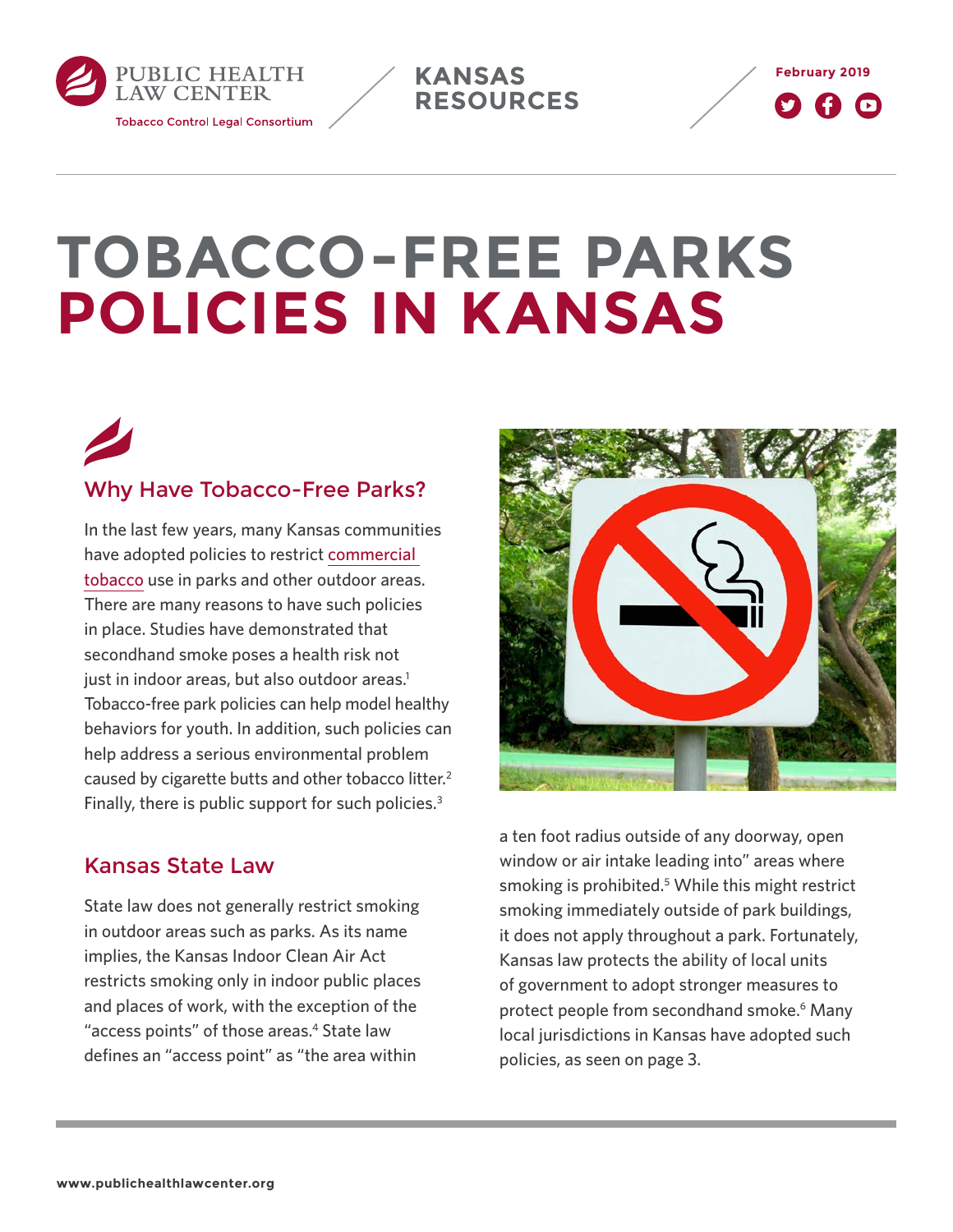PUBLIC HEALTH LAW CENTER

Tobacco Control Legal Consortium

KANSAS RESOURCES

February 2019

# TOBACCO-FREE PARKS POLICIES IN KANSAS

## Why Have Tobacco-Free Parks?

In the last few years, many Kansas communities have adopted policies to restrict commercial tobacco use in parks and other outdoor areas. There are many reasons to have such policies in place. Studies have demonstrated that secondhand smoke poses a health risk not just in indoor areas, but also outdoor areas.[1] Tobacco-free park policies can help model healthy behaviors for youth. In addition, such policies can help address a serious environmental problem caused by cigarette butts and other tobacco litter.[2] Finally, there is public support for such policies.[3]

## Kansas State Law

State law does not generally restrict smoking in outdoor areas such as parks. As its name implies, the Kansas Indoor Clean Air Act restricts smoking only in indoor public places and places of work, with the exception of the "access points" of those areas.[4] State law defines an "access point" as "the area within a ten foot radius outside of any doorway, open window or air intake leading into" areas where smoking is prohibited.[5] While this might restrict smoking immediately outside of park buildings, it does not apply throughout a park. Fortunately, Kansas law protects the ability of local units of government to adopt stronger measures to protect people from secondhand smoke.[6] Many local jurisdictions in Kansas have adopted such policies, as seen on page 3.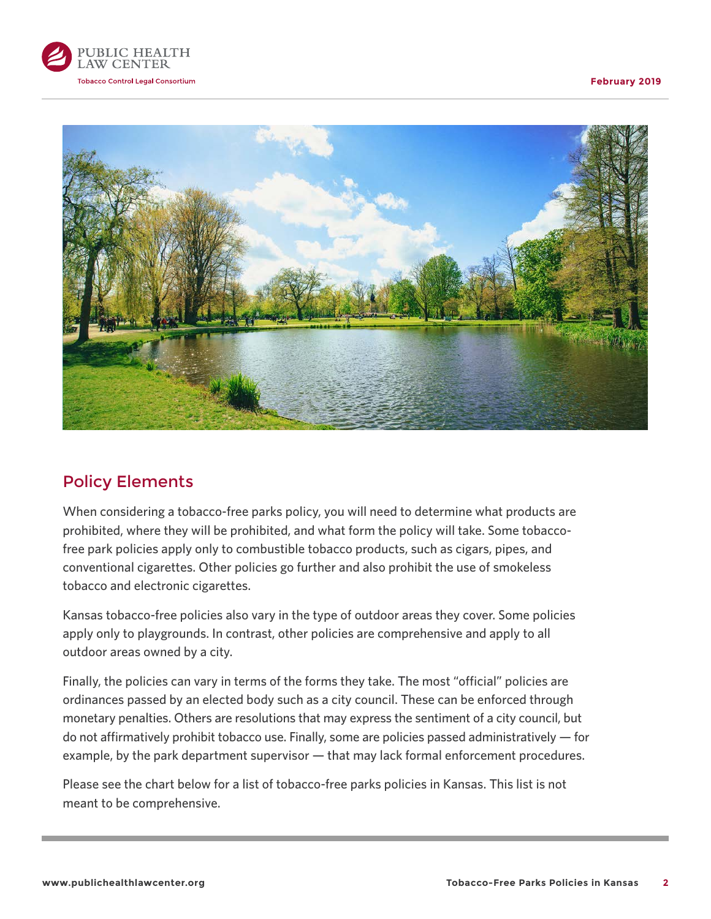## Policy Elements

When considering a tobacco-free parks policy, you will need to determine what products are prohibited, where they will be prohibited, and what form the policy will take. Some tobacco-free park policies apply only to combustible tobacco products, such as cigars, pipes, and conventional cigarettes. Other policies go further and also prohibit the use of smokeless tobacco and electronic cigarettes.

Kansas tobacco-free policies also vary in the type of outdoor areas they cover. Some policies apply only to playgrounds. In contrast, other policies are comprehensive and apply to all outdoor areas owned by a city.

Finally, the policies can vary in terms of the forms they take. The most "official" policies are ordinances passed by an elected body such as a city council. These can be enforced through monetary penalties. Others are resolutions that may express the sentiment of a city council, but do not affirmatively prohibit tobacco use. Finally, some are policies passed administratively — for example, by the park department supervisor — that may lack formal enforcement procedures.

Please see the chart below for a list of tobacco-free parks policies in Kansas. This list is not meant to be comprehensive.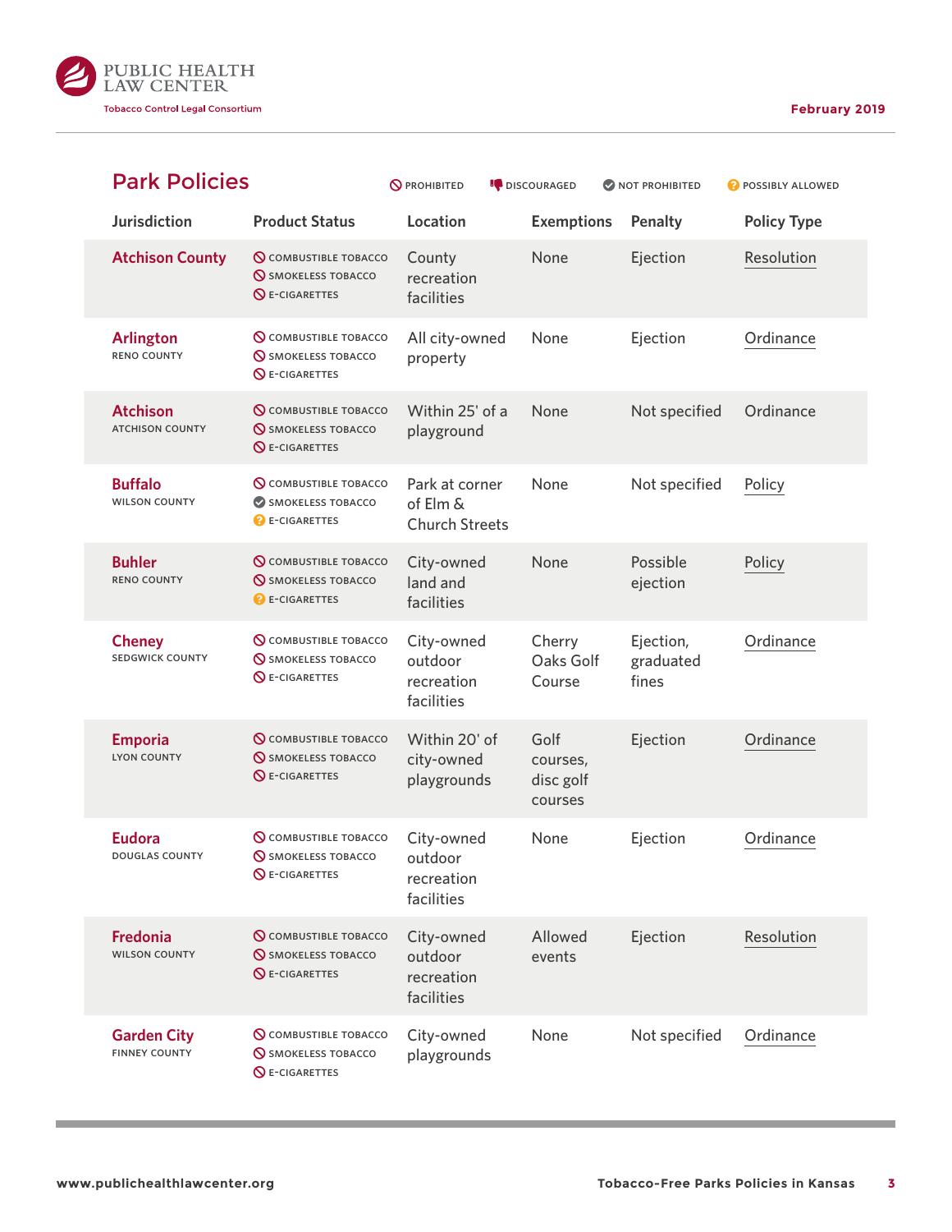## Park Policies

PROHIBITED | DISCOURAGED | NOT PROHIBITED | POSSIBLY ALLOWED

| Jurisdiction | Product Status | Location | Exemptions | Penalty | Policy Type |
|---|---|---|---|---|---|
| **Atchison County** | Prohibited: COMBUSTIBLE TOBACCO, SMOKELESS TOBACCO, E-CIGARETTES | County recreation facilities | None | Ejection | Resolution |
| **Arlington** RENO COUNTY | Prohibited: COMBUSTIBLE TOBACCO, SMOKELESS TOBACCO, E-CIGARETTES | All city-owned property | None | Ejection | Ordinance |
| **Atchison** ATCHISON COUNTY | Prohibited: COMBUSTIBLE TOBACCO, SMOKELESS TOBACCO, E-CIGARETTES | Within 25' of a playground | None | Not specified | Ordinance |
| **Buffalo** WILSON COUNTY | Prohibited: COMBUSTIBLE TOBACCO; Not prohibited: SMOKELESS TOBACCO; Possibly allowed: E-CIGARETTES | Park at corner of Elm & Church Streets | None | Not specified | Policy |
| **Buhler** RENO COUNTY | Prohibited: COMBUSTIBLE TOBACCO, SMOKELESS TOBACCO; Possibly allowed: E-CIGARETTES | City-owned land and facilities | None | Possible ejection | Policy |
| **Cheney** SEDGWICK COUNTY | Prohibited: COMBUSTIBLE TOBACCO, SMOKELESS TOBACCO, E-CIGARETTES | City-owned outdoor recreation facilities | Cherry Oaks Golf Course | Ejection, graduated fines | Ordinance |
| **Emporia** LYON COUNTY | Prohibited: COMBUSTIBLE TOBACCO, SMOKELESS TOBACCO, E-CIGARETTES | Within 20' of city-owned playgrounds | Golf courses, disc golf courses | Ejection | Ordinance |
| **Eudora** DOUGLAS COUNTY | Prohibited: COMBUSTIBLE TOBACCO, SMOKELESS TOBACCO, E-CIGARETTES | City-owned outdoor recreation facilities | None | Ejection | Ordinance |
| **Fredonia** WILSON COUNTY | Prohibited: COMBUSTIBLE TOBACCO, SMOKELESS TOBACCO, E-CIGARETTES | City-owned outdoor recreation facilities | Allowed events | Ejection | Resolution |
| **Garden City** FINNEY COUNTY | Prohibited: COMBUSTIBLE TOBACCO, SMOKELESS TOBACCO, E-CIGARETTES | City-owned playgrounds | None | Not specified | Ordinance |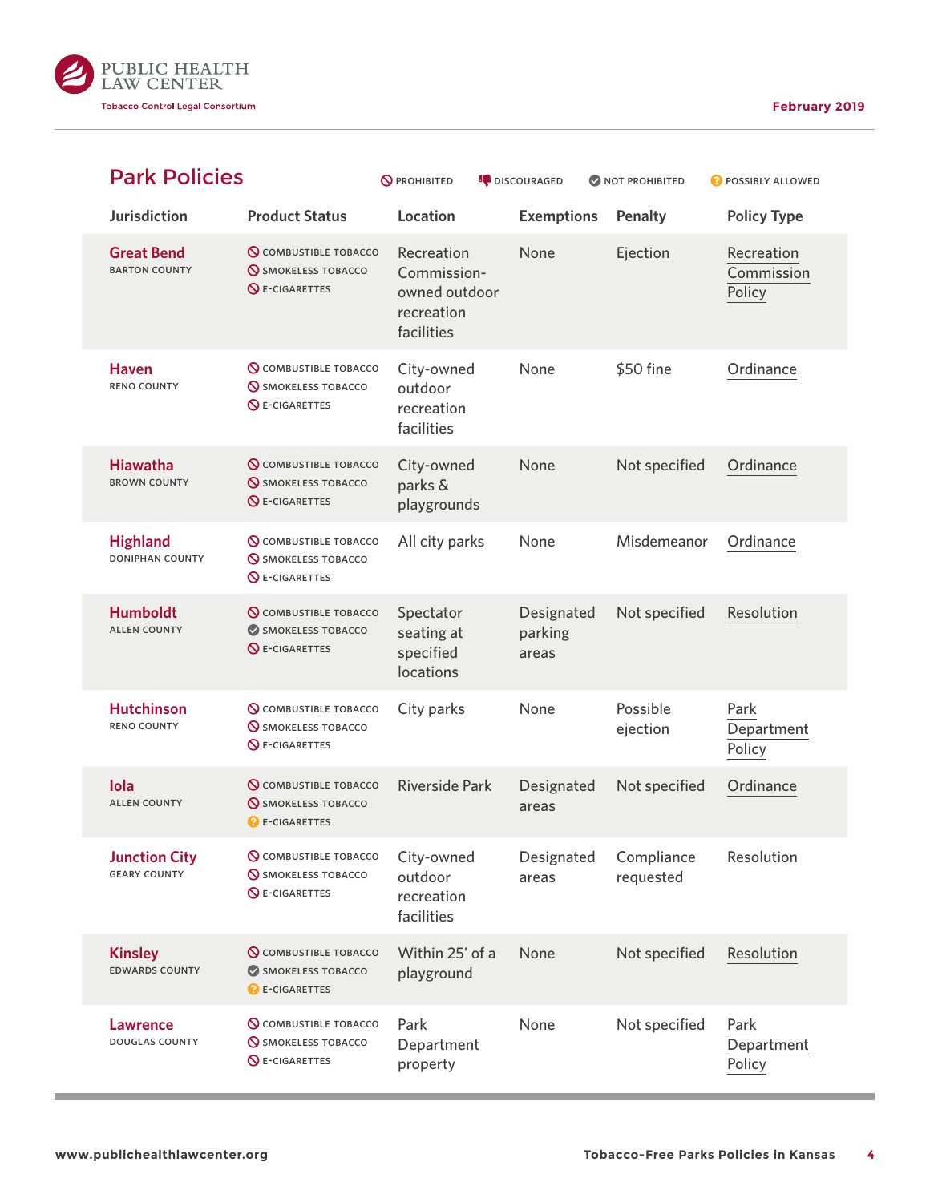## Park Policies

PROHIBITED | DISCOURAGED | NOT PROHIBITED | POSSIBLY ALLOWED

| Jurisdiction | Product Status | Location | Exemptions | Penalty | Policy Type |
|---|---|---|---|---|---|
| **Great Bend** BARTON COUNTY | Prohibited: COMBUSTIBLE TOBACCO; Prohibited: SMOKELESS TOBACCO; Prohibited: E-CIGARETTES | Recreation Commission-owned outdoor recreation facilities | None | Ejection | Recreation Commission Policy |
| **Haven** RENO COUNTY | Prohibited: COMBUSTIBLE TOBACCO; Prohibited: SMOKELESS TOBACCO; Prohibited: E-CIGARETTES | City-owned outdoor recreation facilities | None | $50 fine | Ordinance |
| **Hiawatha** BROWN COUNTY | Prohibited: COMBUSTIBLE TOBACCO; Prohibited: SMOKELESS TOBACCO; Prohibited: E-CIGARETTES | City-owned parks & playgrounds | None | Not specified | Ordinance |
| **Highland** DONIPHAN COUNTY | Prohibited: COMBUSTIBLE TOBACCO; Prohibited: SMOKELESS TOBACCO; Prohibited: E-CIGARETTES | All city parks | None | Misdemeanor | Ordinance |
| **Humboldt** ALLEN COUNTY | Prohibited: COMBUSTIBLE TOBACCO; Not prohibited: SMOKELESS TOBACCO; Prohibited: E-CIGARETTES | Spectator seating at specified locations | Designated parking areas | Not specified | Resolution |
| **Hutchinson** RENO COUNTY | Prohibited: COMBUSTIBLE TOBACCO; Prohibited: SMOKELESS TOBACCO; Prohibited: E-CIGARETTES | City parks | None | Possible ejection | Park Department Policy |
| **Iola** ALLEN COUNTY | Prohibited: COMBUSTIBLE TOBACCO; Prohibited: SMOKELESS TOBACCO; Possibly allowed: E-CIGARETTES | Riverside Park | Designated areas | Not specified | Ordinance |
| **Junction City** GEARY COUNTY | Prohibited: COMBUSTIBLE TOBACCO; Prohibited: SMOKELESS TOBACCO; Prohibited: E-CIGARETTES | City-owned outdoor recreation facilities | Designated areas | Compliance requested | Resolution |
| **Kinsley** EDWARDS COUNTY | Prohibited: COMBUSTIBLE TOBACCO; Not prohibited: SMOKELESS TOBACCO; Possibly allowed: E-CIGARETTES | Within 25' of a playground | None | Not specified | Resolution |
| **Lawrence** DOUGLAS COUNTY | Prohibited: COMBUSTIBLE TOBACCO; Prohibited: SMOKELESS TOBACCO; Prohibited: E-CIGARETTES | Park Department property | None | Not specified | Park Department Policy |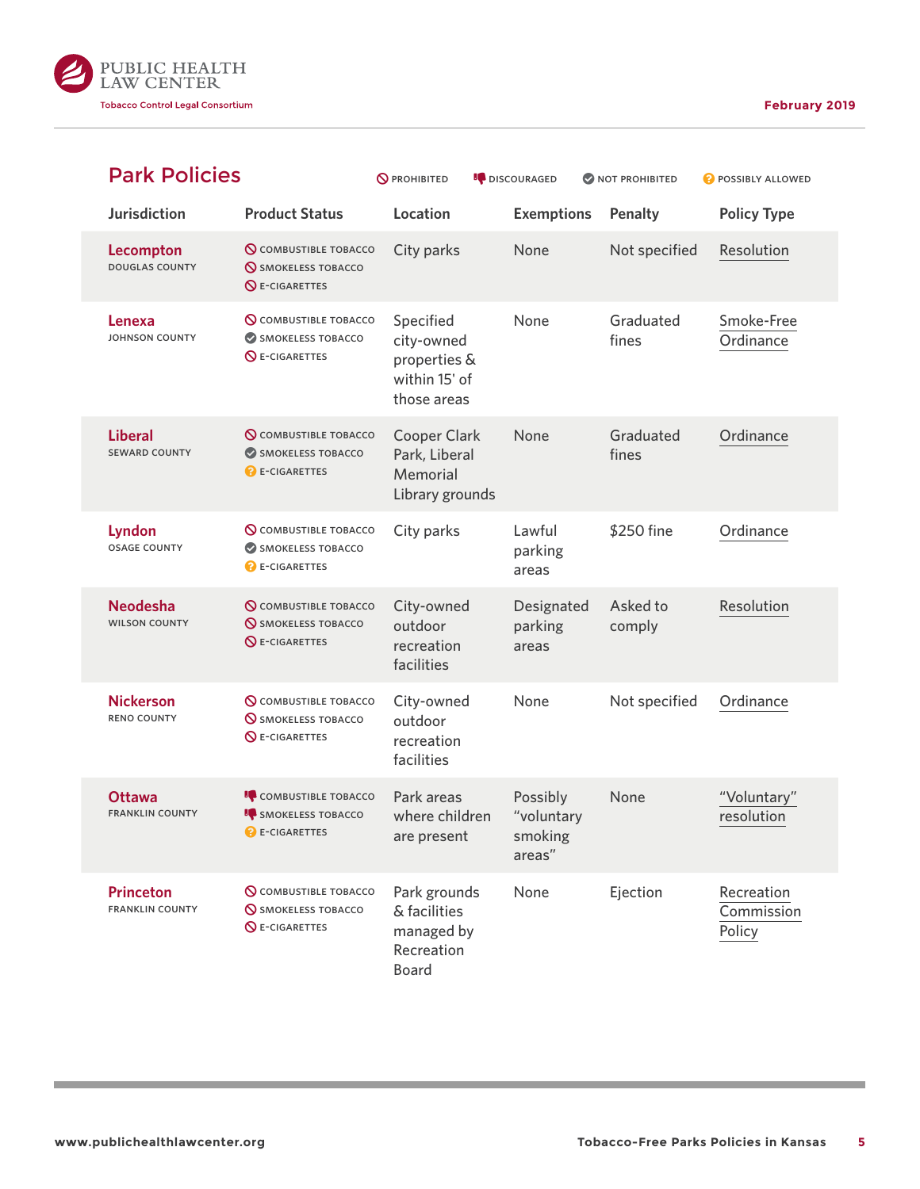## Park Policies

PROHIBITED | DISCOURAGED | NOT PROHIBITED | POSSIBLY ALLOWED

| Jurisdiction | Product Status | Location | Exemptions | Penalty | Policy Type |
|---|---|---|---|---|---|
| **Lecompton** DOUGLAS COUNTY | Prohibited: COMBUSTIBLE TOBACCO; Prohibited: SMOKELESS TOBACCO; Prohibited: E-CIGARETTES | City parks | None | Not specified | Resolution |
| **Lenexa** JOHNSON COUNTY | Prohibited: COMBUSTIBLE TOBACCO; Not prohibited: SMOKELESS TOBACCO; Prohibited: E-CIGARETTES | Specified city-owned properties & within 15' of those areas | None | Graduated fines | Smoke-Free Ordinance |
| **Liberal** SEWARD COUNTY | Prohibited: COMBUSTIBLE TOBACCO; Not prohibited: SMOKELESS TOBACCO; Possibly allowed: E-CIGARETTES | Cooper Clark Park, Liberal Memorial Library grounds | None | Graduated fines | Ordinance |
| **Lyndon** OSAGE COUNTY | Prohibited: COMBUSTIBLE TOBACCO; Not prohibited: SMOKELESS TOBACCO; Possibly allowed: E-CIGARETTES | City parks | Lawful parking areas | $250 fine | Ordinance |
| **Neodesha** WILSON COUNTY | Prohibited: COMBUSTIBLE TOBACCO; Prohibited: SMOKELESS TOBACCO; Prohibited: E-CIGARETTES | City-owned outdoor recreation facilities | Designated parking areas | Asked to comply | Resolution |
| **Nickerson** RENO COUNTY | Prohibited: COMBUSTIBLE TOBACCO; Prohibited: SMOKELESS TOBACCO; Prohibited: E-CIGARETTES | City-owned outdoor recreation facilities | None | Not specified | Ordinance |
| **Ottawa** FRANKLIN COUNTY | Discouraged: COMBUSTIBLE TOBACCO; Discouraged: SMOKELESS TOBACCO; Possibly allowed: E-CIGARETTES | Park areas where children are present | Possibly "voluntary smoking areas" | None | "Voluntary" resolution |
| **Princeton** FRANKLIN COUNTY | Prohibited: COMBUSTIBLE TOBACCO; Prohibited: SMOKELESS TOBACCO; Prohibited: E-CIGARETTES | Park grounds & facilities managed by Recreation Board | None | Ejection | Recreation Commission Policy |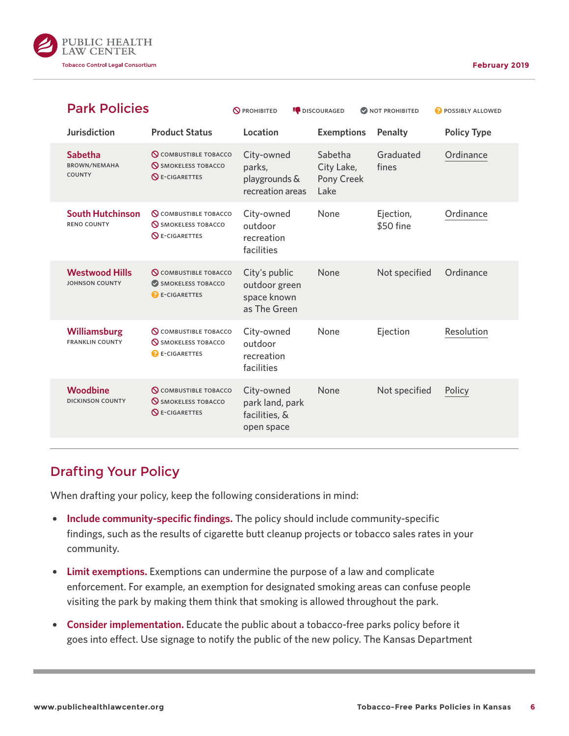## Park Policies

PROHIBITED · DISCOURAGED · NOT PROHIBITED · POSSIBLY ALLOWED

| Jurisdiction | Product Status | Location | Exemptions | Penalty | Policy Type |
|---|---|---|---|---|---|
| **Sabetha** BROWN/NEMAHA COUNTY | Prohibited: COMBUSTIBLE TOBACCO; Prohibited: SMOKELESS TOBACCO; Prohibited: E-CIGARETTES | City-owned parks, playgrounds & recreation areas | Sabetha City Lake, Pony Creek Lake | Graduated fines | Ordinance |
| **South Hutchinson** RENO COUNTY | Prohibited: COMBUSTIBLE TOBACCO; Prohibited: SMOKELESS TOBACCO; Prohibited: E-CIGARETTES | City-owned outdoor recreation facilities | None | Ejection, $50 fine | Ordinance |
| **Westwood Hills** JOHNSON COUNTY | Prohibited: COMBUSTIBLE TOBACCO; Not prohibited: SMOKELESS TOBACCO; Possibly allowed: E-CIGARETTES | City's public outdoor green space known as The Green | None | Not specified | Ordinance |
| **Williamsburg** FRANKLIN COUNTY | Prohibited: COMBUSTIBLE TOBACCO; Prohibited: SMOKELESS TOBACCO; Possibly allowed: E-CIGARETTES | City-owned outdoor recreation facilities | None | Ejection | Resolution |
| **Woodbine** DICKINSON COUNTY | Prohibited: COMBUSTIBLE TOBACCO; Prohibited: SMOKELESS TOBACCO; Prohibited: E-CIGARETTES | City-owned park land, park facilities, & open space | None | Not specified | Policy |

## Drafting Your Policy

When drafting your policy, keep the following considerations in mind:

- **Include community-specific findings.** The policy should include community-specific findings, such as the results of cigarette butt cleanup projects or tobacco sales rates in your community.
- **Limit exemptions.** Exemptions can undermine the purpose of a law and complicate enforcement. For example, an exemption for designated smoking areas can confuse people visiting the park by making them think that smoking is allowed throughout the park.
- **Consider implementation.** Educate the public about a tobacco-free parks policy before it goes into effect. Use signage to notify the public of the new policy. The Kansas Department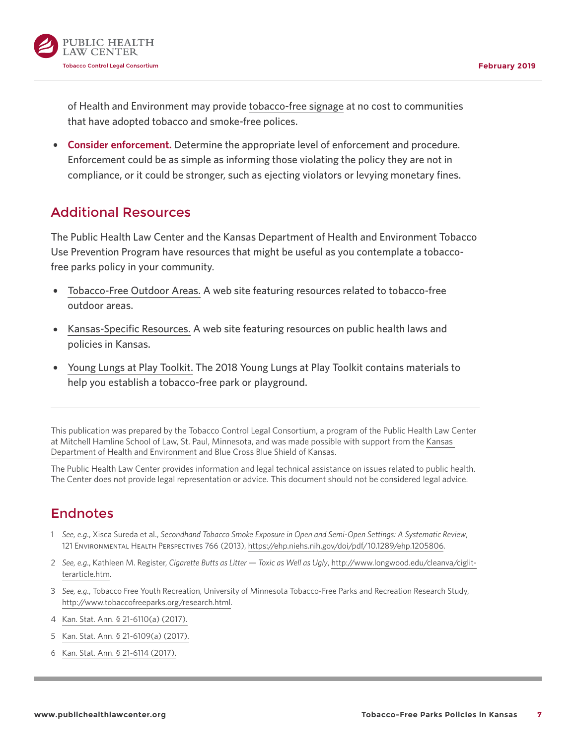of Health and Environment may provide tobacco-free signage at no cost to communities that have adopted tobacco and smoke-free polices.

- **Consider enforcement.** Determine the appropriate level of enforcement and procedure. Enforcement could be as simple as informing those violating the policy they are not in compliance, or it could be stronger, such as ejecting violators or levying monetary fines.

## Additional Resources

The Public Health Law Center and the Kansas Department of Health and Environment Tobacco Use Prevention Program have resources that might be useful as you contemplate a tobacco-free parks policy in your community.

- Tobacco-Free Outdoor Areas. A web site featuring resources related to tobacco-free outdoor areas.
- Kansas-Specific Resources. A web site featuring resources on public health laws and policies in Kansas.
- Young Lungs at Play Toolkit. The 2018 Young Lungs at Play Toolkit contains materials to help you establish a tobacco-free park or playground.

---

This publication was prepared by the Tobacco Control Legal Consortium, a program of the Public Health Law Center at Mitchell Hamline School of Law, St. Paul, Minnesota, and was made possible with support from the Kansas Department of Health and Environment and Blue Cross Blue Shield of Kansas.

The Public Health Law Center provides information and legal technical assistance on issues related to public health. The Center does not provide legal representation or advice. This document should not be considered legal advice.

## Endnotes

1. *See, e.g.*, Xisca Sureda et al., *Secondhand Tobacco Smoke Exposure in Open and Semi-Open Settings: A Systematic Review*, 121 Environmental Health Perspectives 766 (2013), https://ehp.niehs.nih.gov/doi/pdf/10.1289/ehp.1205806.
2. *See, e.g.*, Kathleen M. Register, *Cigarette Butts as Litter — Toxic as Well as Ugly*, http://www.longwood.edu/cleanva/ciglitterarticle.htm.
3. *See, e.g.*, Tobacco Free Youth Recreation, University of Minnesota Tobacco-Free Parks and Recreation Research Study, http://www.tobaccofreeparks.org/research.html.
4. Kan. Stat. Ann. § 21-6110(a) (2017).
5. Kan. Stat. Ann. § 21-6109(a) (2017).
6. Kan. Stat. Ann. § 21-6114 (2017).